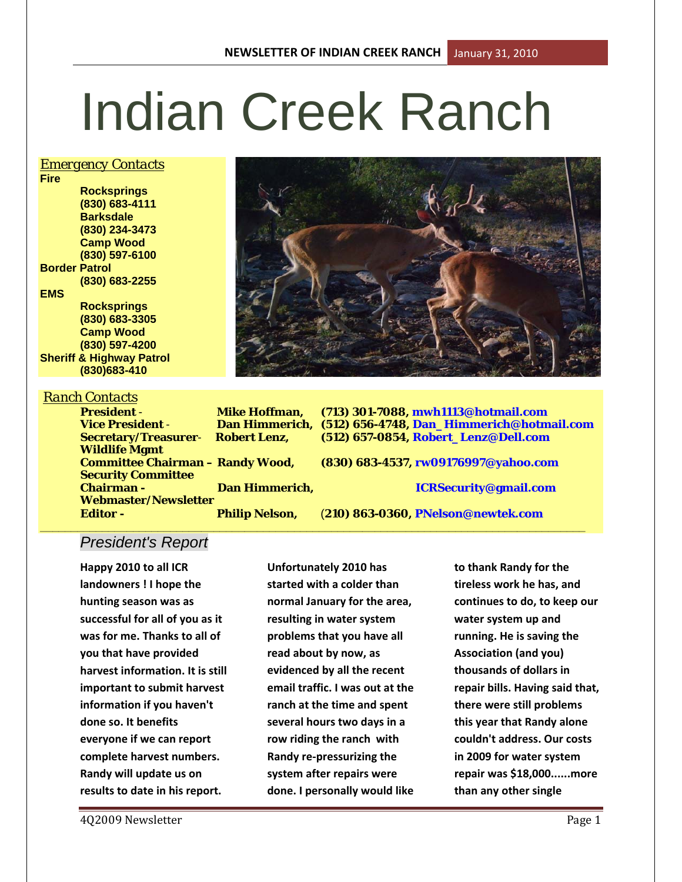# Indian Creek Ranch

NEWSLETTER OF INDIAN CREEK RANCH — January 31, 2010

*Emergency Contacts*

**Fire**
- **Rockspring (830) 683-4111**
- **Barksdale (830) 234-3473**
- **Camp Wood (830) 597-6100**

**Border Patrol**
- **(830) 683-2255**

**EMS**
- **Rocksprings (830) 683-3305**
- **Camp Wood (830) 597-4200**

**Sheriff & Highway Patrol**
- **(830)683-410**

*Ranch Contacts*

| Position | Name | Contact |
|---|---|---|
| **President -** | **Mike Hoffman,** | **(713) 301-7088, mwh1113@hotmail.com** |
| **Vice President -** | **Dan Himmerich,** | **(512) 656-4748, Dan_Himmerich@hotmail.com** |
| **Secretary/Treasurer-** | **Robert Lenz,** | **(512) 657-0854, Robert_Lenz@Dell.com** |
| **Wildlife Mgmt Committee Chairman –** | **Randy Wood,** | **(830) 683-4537, rw09176997@yahoo.com** |
| **Security Committee Chairman -** | **Dan Himmerich,** | **ICRSecurity@gmail.com** |
| **Webmaster/Newsletter Editor -** | **Philip Nelson,** | **(210) 863-0360, PNelson@newtek.com** |

## *President's Report*

**Happy 2010 to all ICR landowners ! I hope the hunting season was as successful for all of you as it was for me. Thanks to all of you that have provided harvest information. It is still important to submit harvest information if you haven't done so. It benefits everyone if we can report complete harvest numbers. Randy will update us on results to date in his report.**

**Unfortunately 2010 has started with a colder than normal January for the area, resulting in water system problems that you have all read about by now, as evidenced by all the recent email traffic. I was out at the ranch at the time and spent several hours two days in a row riding the ranch with Randy re-pressurizing the system after repairs were done. I personally would like to thank Randy for the tireless work he has, and continues to do, to keep our water system up and running. He is saving the Association (and you) thousands of dollars in repair bills. Having said that, there were still problems this year that Randy alone couldn't address. Our costs in 2009 for water system repair was $18,000......more than any other single**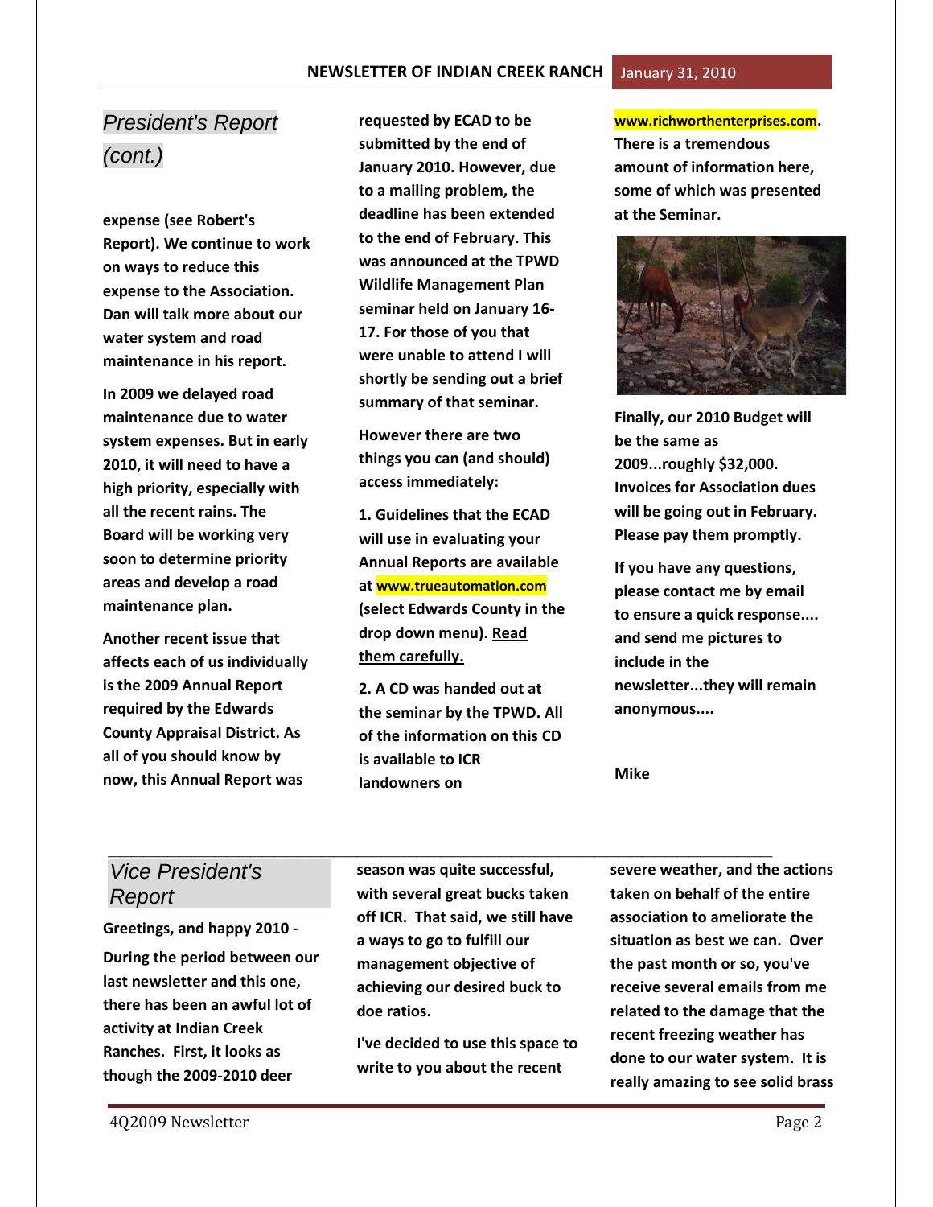## President's Report (cont.)

**expense (see Robert's Report). We continue to work on ways to reduce this expense to the Association. Dan will talk more about our water system and road maintenance in his report.**

**In 2009 we delayed road maintenance due to water system expenses. But in early 2010, it will need to have a high priority, especially with all the recent rains. The Board will be working very soon to determine priority areas and develop a road maintenance plan.**

**Another recent issue that affects each of us individually is the 2009 Annual Report required by the Edwards County Appraisal District. As all of you should know by now, this Annual Report was requested by ECAD to be submitted by the end of January 2010. However, due to a mailing problem, the deadline has been extended to the end of February. This was announced at the TPWD Wildlife Management Plan seminar held on January 16-17. For those of you that were unable to attend I will shortly be sending out a brief summary of that seminar.**

**However there are two things you can (and should) access immediately:**

**1. Guidelines that the ECAD will use in evaluating your Annual Reports are available at www.trueautomation.com (select Edwards County in the drop down menu). Read them carefully.**

**2. A CD was handed out at the seminar by the TPWD. All of the information on this CD is available to ICR landowners on www.richworthenterprises.com. There is a tremendous amount of information here, some of which was presented at the Seminar.**

**Finally, our 2010 Budget will be the same as 2009...roughly $32,000. Invoices for Association dues will be going out in February. Please pay them promptly.**

**If you have any questions, please contact me by email to ensure a quick response.... and send me pictures to include in the newsletter...they will remain anonymous....**

**Mike**

## Vice President's Report

**Greetings, and happy 2010 -**

**During the period between our last newsletter and this one, there has been an awful lot of activity at Indian Creek Ranches. First, it looks as though the 2009-2010 deer season was quite successful, with several great bucks taken off ICR. That said, we still have a ways to go to fulfill our management objective of achieving our desired buck to doe ratios.**

**I've decided to use this space to write to you about the recent severe weather, and the actions taken on behalf of the entire association to ameliorate the situation as best we can. Over the past month or so, you've receive several emails from me related to the damage that the recent freezing weather has done to our water system. It is really amazing to see solid brass**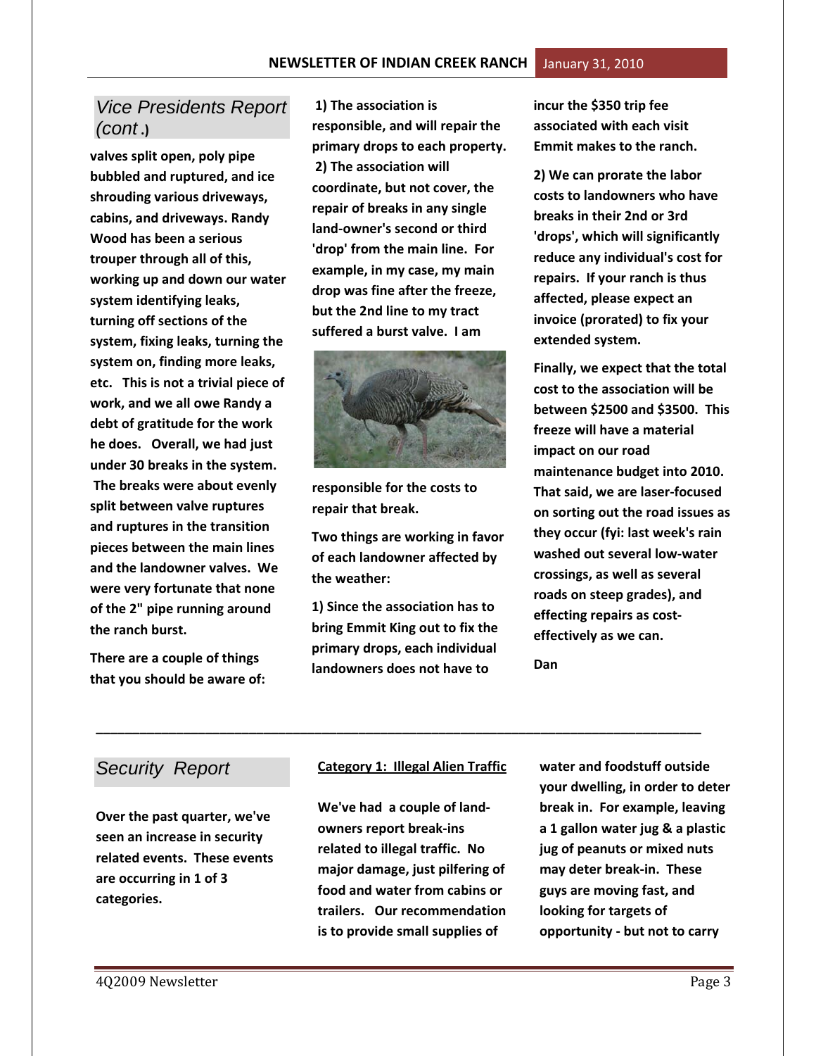## Vice Presidents Report (cont.)

**valves split open, poly pipe bubbled and ruptured, and ice shrouding various driveways, cabins, and driveways. Randy Wood has been a serious trouper through all of this, working up and down our water system identifying leaks, turning off sections of the system, fixing leaks, turning the system on, finding more leaks, etc. This is not a trivial piece of work, and we all owe Randy a debt of gratitude for the work he does. Overall, we had just under 30 breaks in the system. The breaks were about evenly split between valve ruptures and ruptures in the transition pieces between the main lines and the landowner valves. We were very fortunate that none of the 2" pipe running around the ranch burst.**

**There are a couple of things that you should be aware of:**

**1) The association is responsible, and will repair the primary drops to each property.**
**2) The association will coordinate, but not cover, the repair of breaks in any single land-owner's second or third 'drop' from the main line. For example, in my case, my main drop was fine after the freeze, but the 2nd line to my tract suffered a burst valve. I am responsible for the costs to repair that break.**

**Two things are working in favor of each landowner affected by the weather:**

**1) Since the association has to bring Emmit King out to fix the primary drops, each individual landowners does not have to incur the $350 trip fee associated with each visit Emmit makes to the ranch.**

**2) We can prorate the labor costs to landowners who have breaks in their 2nd or 3rd 'drops', which will significantly reduce any individual's cost for repairs. If your ranch is thus affected, please expect an invoice (prorated) to fix your extended system.**

**Finally, we expect that the total cost to the association will be between $2500 and $3500. This freeze will have a material impact on our road maintenance budget into 2010. That said, we are laser-focused on sorting out the road issues as they occur (fyi: last week's rain washed out several low-water crossings, as well as several roads on steep grades), and effecting repairs as cost-effectively as we can.**

**Dan**

---

## Security Report

**Over the past quarter, we've seen an increase in security related events. These events are occurring in 1 of 3 categories.**

**Category 1: Illegal Alien Traffic**

**We've had a couple of land-owners report break-ins related to illegal traffic. No major damage, just pilfering of food and water from cabins or trailers. Our recommendation is to provide small supplies of water and foodstuff outside your dwelling, in order to deter break in. For example, leaving a 1 gallon water jug & a plastic jug of peanuts or mixed nuts may deter break-in. These guys are moving fast, and looking for targets of opportunity - but not to carry**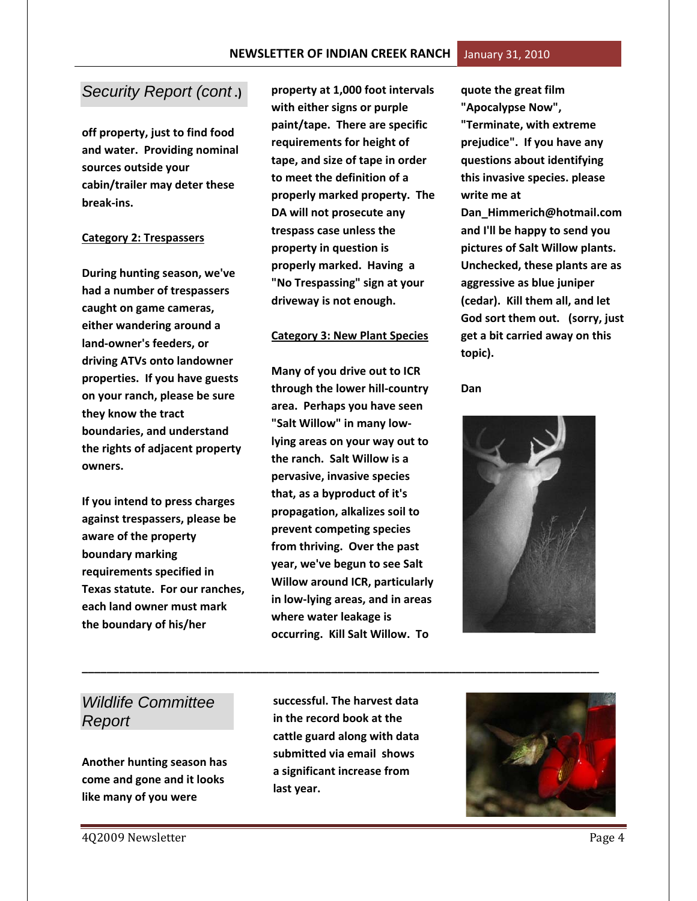## Security Report (cont.)

**off property, just to find food and water. Providing nominal sources outside your cabin/trailer may deter these break-ins.**

**Category 2: Trespassers**

**During hunting season, we've had a number of trespassers caught on game cameras, either wandering around a land-owner's feeders, or driving ATVs onto landowner properties. If you have guests on your ranch, please be sure they know the tract boundaries, and understand the rights of adjacent property owners.**

**If you intend to press charges against trespassers, please be aware of the property boundary marking requirements specified in Texas statute. For our ranches, each land owner must mark the boundary of his/her property at 1,000 foot intervals with either signs or purple paint/tape. There are specific requirements for height of tape, and size of tape in order to meet the definition of a properly marked property. The DA will not prosecute any trespass case unless the property in question is properly marked. Having a "No Trespassing" sign at your driveway is not enough.**

**Category 3: New Plant Species**

**Many of you drive out to ICR through the lower hill-country area. Perhaps you have seen "Salt Willow" in many low-lying areas on your way out to the ranch. Salt Willow is a pervasive, invasive species that, as a byproduct of it's propagation, alkalizes soil to prevent competing species from thriving. Over the past year, we've begun to see Salt Willow around ICR, particularly in low-lying areas, and in areas where water leakage is occurring. Kill Salt Willow. To quote the great film "Apocalypse Now", "Terminate, with extreme prejudice". If you have any questions about identifying this invasive species. please write me at Dan_Himmerich@hotmail.com and I'll be happy to send you pictures of Salt Willow plants. Unchecked, these plants are as aggressive as blue juniper (cedar). Kill them all, and let God sort them out. (sorry, just get a bit carried away on this topic).**

**Dan**

---

## Wildlife Committee Report

**Another hunting season has come and gone and it looks like many of you were successful. The harvest data in the record book at the cattle guard along with data submitted via email shows a significant increase from last year.**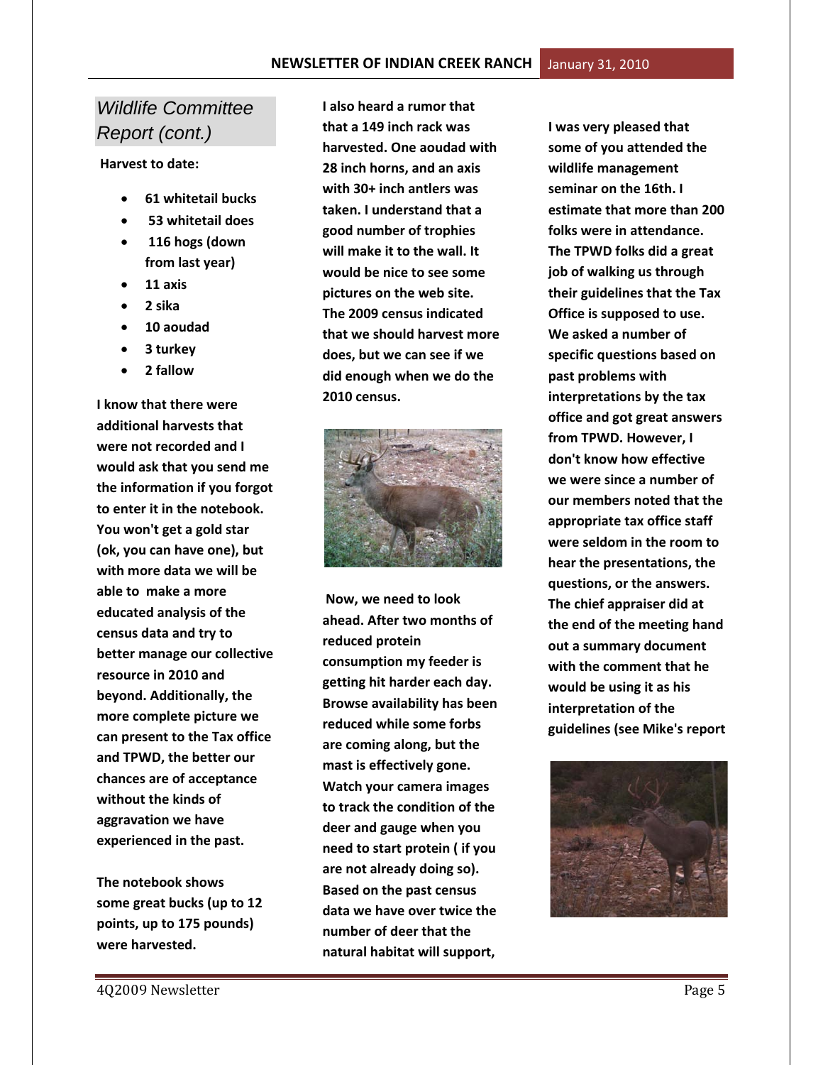## Wildlife Committee Report (cont.)

**Harvest to date:**

- **61 whitetail bucks**
- **53 whitetail does**
- **116 hogs (down from last year)**
- **11 axis**
- **2 sika**
- **10 aoudad**
- **3 turkey**
- **2 fallow**

**I know that there were additional harvests that were not recorded and I would ask that you send me the information if you forgot to enter it in the notebook. You won't get a gold star (ok, you can have one), but with more data we will be able to make a more educated analysis of the census data and try to better manage our collective resource in 2010 and beyond. Additionally, the more complete picture we can present to the Tax office and TPWD, the better our chances are of acceptance without the kinds of aggravation we have experienced in the past.**

**The notebook shows some great bucks (up to 12 points, up to 175 pounds) were harvested.**

**I also heard a rumor that that a 149 inch rack was harvested. One aoudad with 28 inch horns, and an axis with 30+ inch antlers was taken. I understand that a good number of trophies will make it to the wall. It would be nice to see some pictures on the web site. The 2009 census indicated that we should harvest more does, but we can see if we did enough when we do the 2010 census.**

**Now, we need to look ahead. After two months of reduced protein consumption my feeder is getting hit harder each day. Browse availability has been reduced while some forbs are coming along, but the mast is effectively gone. Watch your camera images to track the condition of the deer and gauge when you need to start protein ( if you are not already doing so). Based on the past census data we have over twice the number of deer that the natural habitat will support,**

**I was very pleased that some of you attended the wildlife management seminar on the 16th. I estimate that more than 200 folks were in attendance. The TPWD folks did a great job of walking us through their guidelines that the Tax Office is supposed to use. We asked a number of specific questions based on past problems with interpretations by the tax office and got great answers from TPWD. However, I don't know how effective we were since a number of our members noted that the appropriate tax office staff were seldom in the room to hear the presentations, the questions, or the answers. The chief appraiser did at the end of the meeting hand out a summary document with the comment that he would be using it as his interpretation of the guidelines (see Mike's report**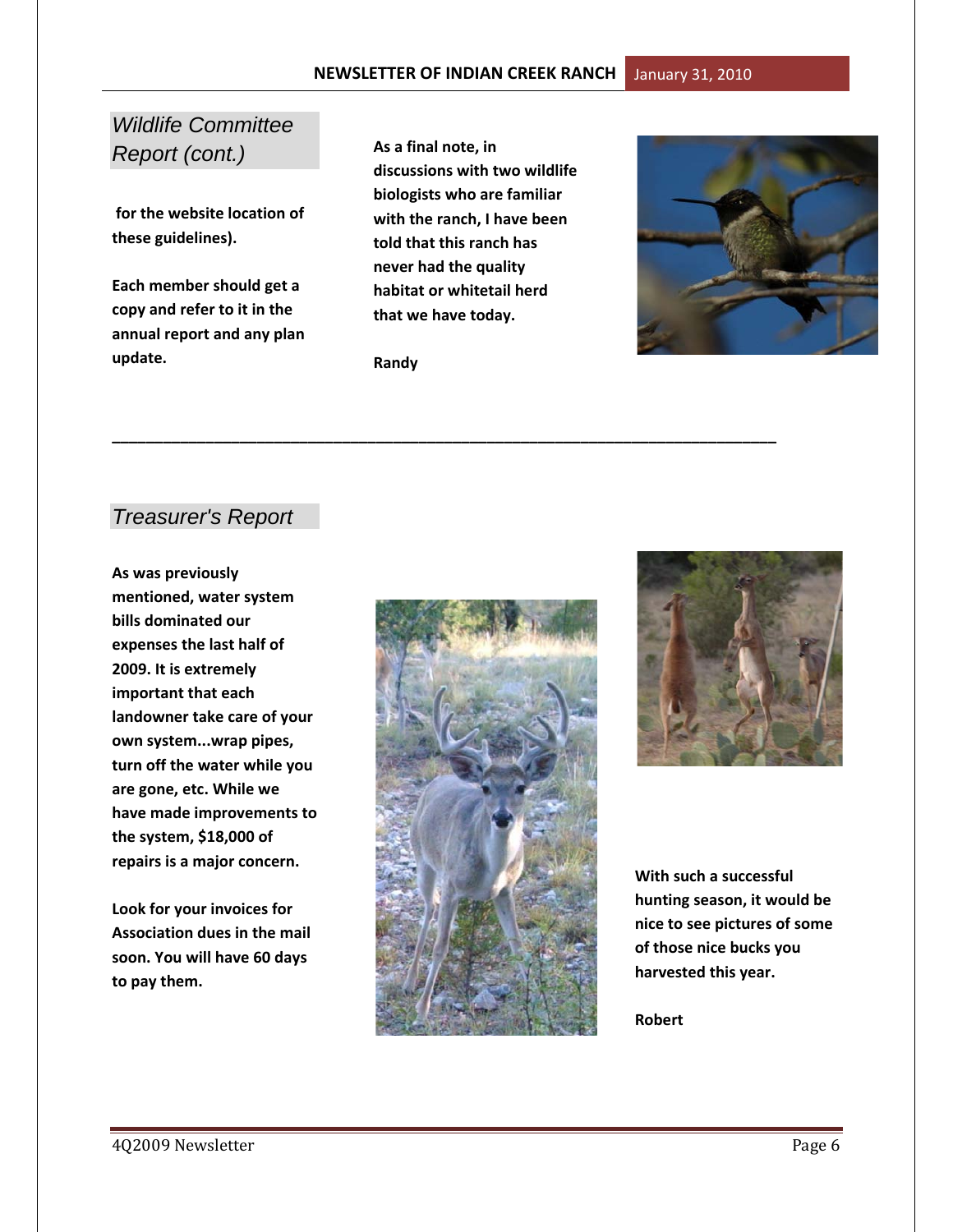## Wildlife Committee Report (cont.)

**for the website location of these guidelines).**

**Each member should get a copy and refer to it in the annual report and any plan update.**

**As a final note, in discussions with two wildlife biologists who are familiar with the ranch, I have been told that this ranch has never had the quality habitat or whitetail herd that we have today.**

**Randy**

---

## Treasurer's Report

**As was previously mentioned, water system bills dominated our expenses the last half of 2009. It is extremely important that each landowner take care of your own system...wrap pipes, turn off the water while you are gone, etc. While we have made improvements to the system, $18,000 of repairs is a major concern.**

**Look for your invoices for Association dues in the mail soon. You will have 60 days to pay them.**

**With such a successful hunting season, it would be nice to see pictures of some of those nice bucks you harvested this year.**

**Robert**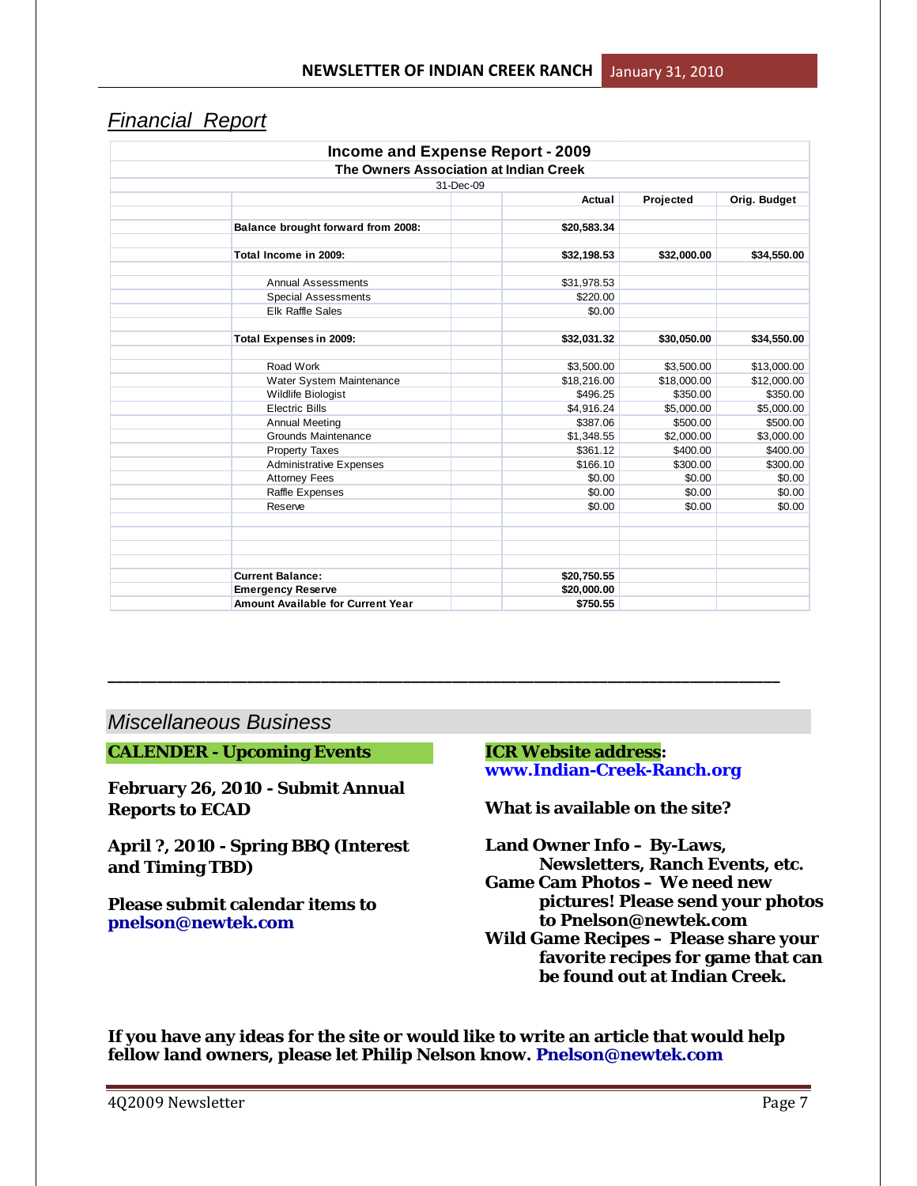## *Financial Report*

**Income and Expense Report - 2009**

**The Owners Association at Indian Creek**

31-Dec-09

| | Actual | Projected | Orig. Budget |
|---|---|---|---|
| **Balance brought forward from 2008:** | **$20,583.34** | | |
| **Total Income in 2009:** | **$32,198.53** | **$32,000.00** | **$34,550.00** |
| Annual Assessments | $31,978.53 | | |
| Special Assessments | $220.00 | | |
| Elk Raffle Sales | $0.00 | | |
| **Total Expenses in 2009:** | **$32,031.32** | **$30,050.00** | **$34,550.00** |
| Road Work | $3,500.00 | $3,500.00 | $13,000.00 |
| Water System Maintenance | $18,216.00 | $18,000.00 | $12,000.00 |
| Wildlife Biologist | $496.25 | $350.00 | $350.00 |
| Electric Bills | $4,916.24 | $5,000.00 | $5,000.00 |
| Annual Meeting | $387.06 | $500.00 | $500.00 |
| Grounds Maintenance | $1,348.55 | $2,000.00 | $3,000.00 |
| Property Taxes | $361.12 | $400.00 | $400.00 |
| Administrative Expenses | $166.10 | $300.00 | $300.00 |
| Attorney Fees | $0.00 | $0.00 | $0.00 |
| Raffle Expenses | $0.00 | $0.00 | $0.00 |
| Reserve | $0.00 | $0.00 | $0.00 |
| **Current Balance:** | **$20,750.55** | | |
| **Emergency Reserve** | **$20,000.00** | | |
| **Amount Available for Current Year** | **$750.55** | | |

---

## *Miscellaneous Business*

**CALENDER - Upcoming Events**

**February 26, 2010 - Submit Annual Reports to ECAD**

**April ?, 2010 - Spring BBQ (Interest and Timing TBD)**

**Please submit calendar items to pnelson@newtek.com**

**ICR Website address: www.Indian-Creek-Ranch.org**

**What is available on the site?**

**Land Owner Info – By-Laws, Newsletters, Ranch Events, etc.**
**Game Cam Photos – We need new pictures! Please send your photos to Pnelson@newtek.com**
**Wild Game Recipes – Please share your favorite recipes for game that can be found out at Indian Creek.**

**If you have any ideas for the site or would like to write an article that would help fellow land owners, please let Philip Nelson know. Pnelson@newtek.com**